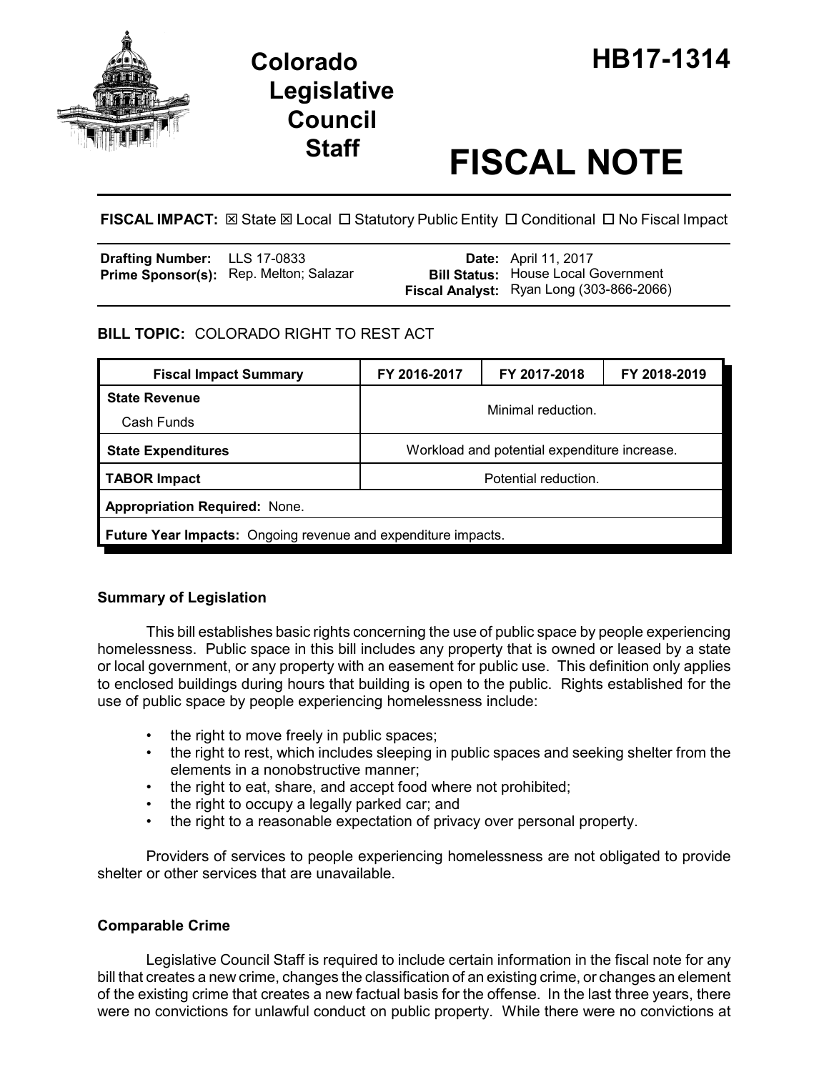# Colorado Legislative Council Staff

# HB17-1314

# FISCAL NOTE

**FISCAL IMPACT:** ☒ State ☒ Local ☐ Statutory Public Entity ☐ Conditional ☐ No Fiscal Impact

| | | | |
|---|---|---|---|
| **Drafting Number:** | LLS 17-0833 | **Date:** | April 11, 2017 |
| **Prime Sponsor(s):** | Rep. Melton; Salazar | **Bill Status:** | House Local Government |
| | | **Fiscal Analyst:** | Ryan Long (303-866-2066) |

**BILL TOPIC:** COLORADO RIGHT TO REST ACT

| Fiscal Impact Summary | FY 2016-2017 | FY 2017-2018 | FY 2018-2019 |
|---|---|---|---|
| **State Revenue**<br>Cash Funds | Minimal reduction. | | |
| **State Expenditures** | Workload and potential expenditure increase. | | |
| **TABOR Impact** | Potential reduction. | | |
| **Appropriation Required:** None. | | | |
| **Future Year Impacts:** Ongoing revenue and expenditure impacts. | | | |

## Summary of Legislation

This bill establishes basic rights concerning the use of public space by people experiencing homelessness. Public space in this bill includes any property that is owned or leased by a state or local government, or any property with an easement for public use. This definition only applies to enclosed buildings during hours that building is open to the public. Rights established for the use of public space by people experiencing homelessness include:

- the right to move freely in public spaces;
- the right to rest, which includes sleeping in public spaces and seeking shelter from the elements in a nonobstructive manner;
- the right to eat, share, and accept food where not prohibited;
- the right to occupy a legally parked car; and
- the right to a reasonable expectation of privacy over personal property.

Providers of services to people experiencing homelessness are not obligated to provide shelter or other services that are unavailable.

## Comparable Crime

Legislative Council Staff is required to include certain information in the fiscal note for any bill that creates a new crime, changes the classification of an existing crime, or changes an element of the existing crime that creates a new factual basis for the offense. In the last three years, there were no convictions for unlawful conduct on public property. While there were no convictions at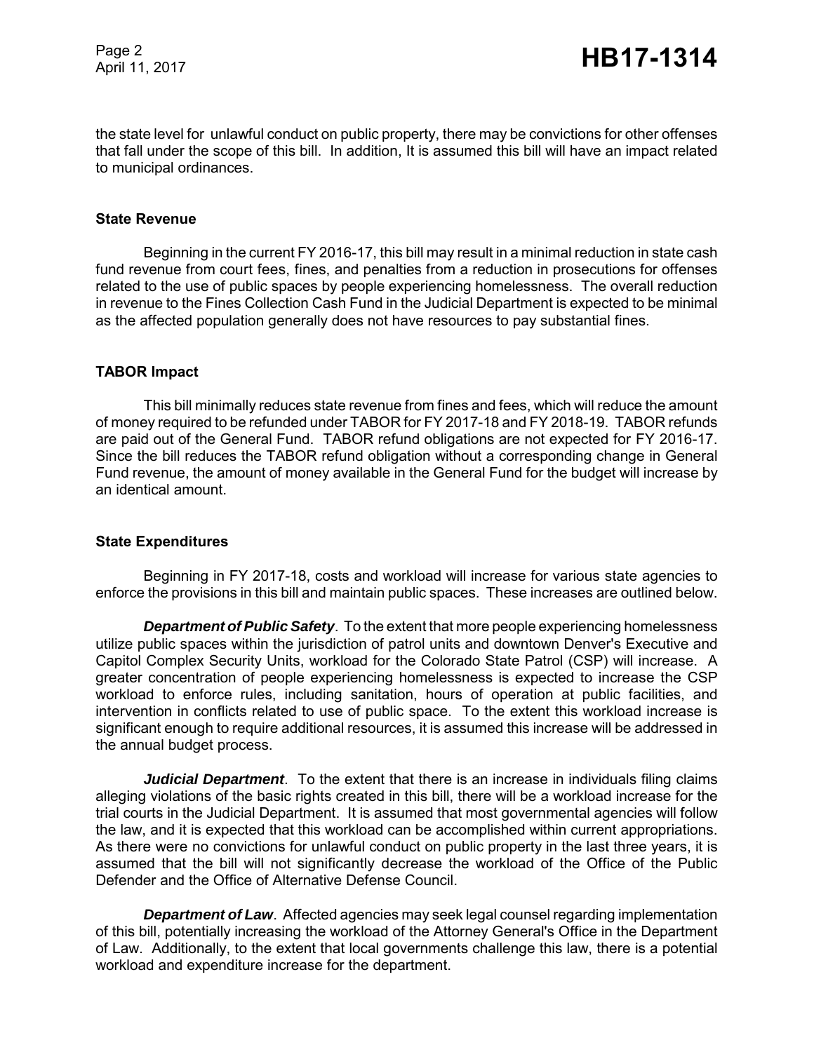the state level for unlawful conduct on public property, there may be convictions for other offenses that fall under the scope of this bill. In addition, It is assumed this bill will have an impact related to municipal ordinances.

### State Revenue

Beginning in the current FY 2016-17, this bill may result in a minimal reduction in state cash fund revenue from court fees, fines, and penalties from a reduction in prosecutions for offenses related to the use of public spaces by people experiencing homelessness. The overall reduction in revenue to the Fines Collection Cash Fund in the Judicial Department is expected to be minimal as the affected population generally does not have resources to pay substantial fines.

### TABOR Impact

This bill minimally reduces state revenue from fines and fees, which will reduce the amount of money required to be refunded under TABOR for FY 2017-18 and FY 2018-19. TABOR refunds are paid out of the General Fund. TABOR refund obligations are not expected for FY 2016-17. Since the bill reduces the TABOR refund obligation without a corresponding change in General Fund revenue, the amount of money available in the General Fund for the budget will increase by an identical amount.

### State Expenditures

Beginning in FY 2017-18, costs and workload will increase for various state agencies to enforce the provisions in this bill and maintain public spaces. These increases are outlined below.

***Department of Public Safety***. To the extent that more people experiencing homelessness utilize public spaces within the jurisdiction of patrol units and downtown Denver's Executive and Capitol Complex Security Units, workload for the Colorado State Patrol (CSP) will increase. A greater concentration of people experiencing homelessness is expected to increase the CSP workload to enforce rules, including sanitation, hours of operation at public facilities, and intervention in conflicts related to use of public space. To the extent this workload increase is significant enough to require additional resources, it is assumed this increase will be addressed in the annual budget process.

***Judicial Department***. To the extent that there is an increase in individuals filing claims alleging violations of the basic rights created in this bill, there will be a workload increase for the trial courts in the Judicial Department. It is assumed that most governmental agencies will follow the law, and it is expected that this workload can be accomplished within current appropriations. As there were no convictions for unlawful conduct on public property in the last three years, it is assumed that the bill will not significantly decrease the workload of the Office of the Public Defender and the Office of Alternative Defense Council.

***Department of Law***. Affected agencies may seek legal counsel regarding implementation of this bill, potentially increasing the workload of the Attorney General's Office in the Department of Law. Additionally, to the extent that local governments challenge this law, there is a potential workload and expenditure increase for the department.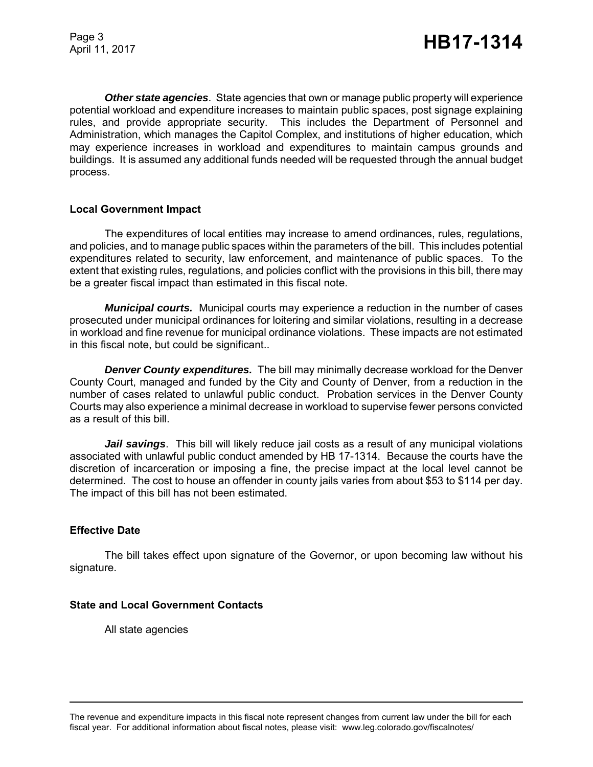***Other state agencies***. State agencies that own or manage public property will experience potential workload and expenditure increases to maintain public spaces, post signage explaining rules, and provide appropriate security. This includes the Department of Personnel and Administration, which manages the Capitol Complex, and institutions of higher education, which may experience increases in workload and expenditures to maintain campus grounds and buildings. It is assumed any additional funds needed will be requested through the annual budget process.

**Local Government Impact**

The expenditures of local entities may increase to amend ordinances, rules, regulations, and policies, and to manage public spaces within the parameters of the bill. This includes potential expenditures related to security, law enforcement, and maintenance of public spaces. To the extent that existing rules, regulations, and policies conflict with the provisions in this bill, there may be a greater fiscal impact than estimated in this fiscal note.

***Municipal courts.*** Municipal courts may experience a reduction in the number of cases prosecuted under municipal ordinances for loitering and similar violations, resulting in a decrease in workload and fine revenue for municipal ordinance violations. These impacts are not estimated in this fiscal note, but could be significant..

***Denver County expenditures.*** The bill may minimally decrease workload for the Denver County Court, managed and funded by the City and County of Denver, from a reduction in the number of cases related to unlawful public conduct. Probation services in the Denver County Courts may also experience a minimal decrease in workload to supervise fewer persons convicted as a result of this bill.

***Jail savings***. This bill will likely reduce jail costs as a result of any municipal violations associated with unlawful public conduct amended by HB 17-1314. Because the courts have the discretion of incarceration or imposing a fine, the precise impact at the local level cannot be determined. The cost to house an offender in county jails varies from about $53 to $114 per day. The impact of this bill has not been estimated.

**Effective Date**

The bill takes effect upon signature of the Governor, or upon becoming law without his signature.

**State and Local Government Contacts**

All state agencies

The revenue and expenditure impacts in this fiscal note represent changes from current law under the bill for each fiscal year. For additional information about fiscal notes, please visit: www.leg.colorado.gov/fiscalnotes/